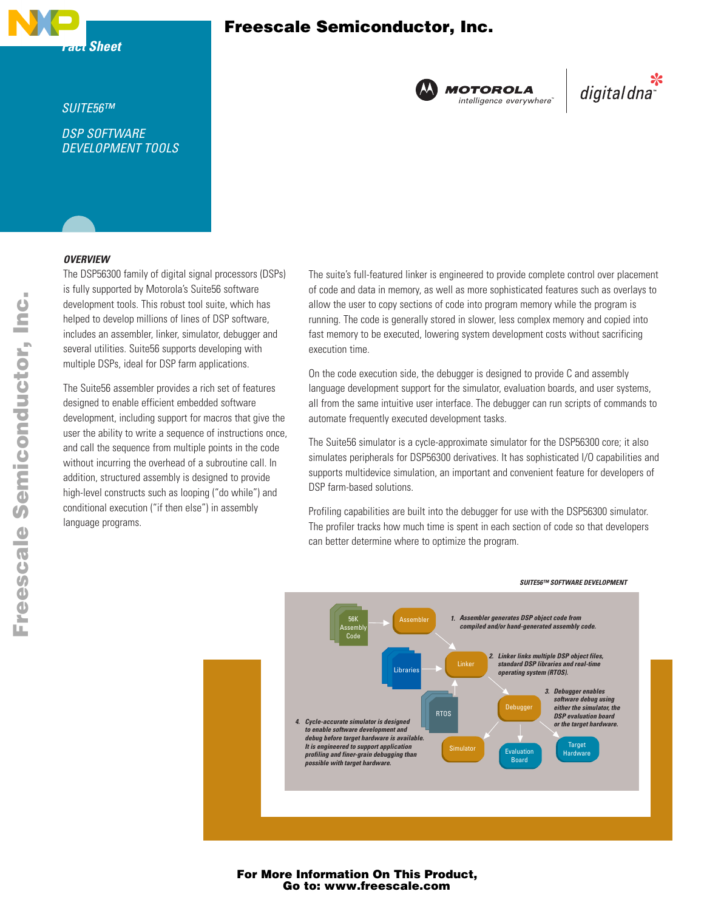Freescale Semiconductor, Inc.

*Fact Sheet*

*SUITE56™*

*DSP SOFTWARE DEVELOPMENT TOOLS*

MOTOROLA intelligence everywhere™ | digital dna™

## OVERVIEW

The DSP56300 family of digital signal processors (DSPs) is fully supported by Motorola's Suite56 software development tools. This robust tool suite, which has helped to develop millions of lines of DSP software, includes an assembler, linker, simulator, debugger and several utilities. Suite56 supports developing with multiple DSPs, ideal for DSP farm applications.

The Suite56 assembler provides a rich set of features designed to enable efficient embedded software development, including support for macros that give the user the ability to write a sequence of instructions once, and call the sequence from multiple points in the code without incurring the overhead of a subroutine call. In addition, structured assembly is designed to provide high-level constructs such as looping ("do while") and conditional execution ("if then else") in assembly language programs.

The suite's full-featured linker is engineered to provide complete control over placement of code and data in memory, as well as more sophisticated features such as overlays to allow the user to copy sections of code into program memory while the program is running. The code is generally stored in slower, less complex memory and copied into fast memory to be executed, lowering system development costs without sacrificing execution time.

On the code execution side, the debugger is designed to provide C and assembly language development support for the simulator, evaluation boards, and user systems, all from the same intuitive user interface. The debugger can run scripts of commands to automate frequently executed development tasks.

The Suite56 simulator is a cycle-approximate simulator for the DSP56300 core; it also simulates peripherals for DSP56300 derivatives. It has sophisticated I/O capabilities and supports multidevice simulation, an important and convenient feature for developers of DSP farm-based solutions.

Profiling capabilities are built into the debugger for use with the DSP56300 simulator. The profiler tracks how much time is spent in each section of code so that developers can better determine where to optimize the program.

***SUITE56™ SOFTWARE DEVELOPMENT***

56K Assembly Code → Assembler → Linker (with Libraries, RTOS) → Debugger → Simulator, Evaluation Board, Target Hardware

1. *Assembler generates DSP object code from compiled and/or hand-generated assembly code.*
2. *Linker links multiple DSP object files, standard DSP libraries and real-time operating system (RTOS).*
3. *Debugger enables software debug using either the simulator, the DSP evaluation board or the target hardware.*
4. *Cycle-accurate simulator is designed to enable software development and debug before target hardware is available. It is engineered to support application profiling and finer-grain debugging than possible with target hardware.*

**For More Information On This Product,**
**Go to: www.freescale.com**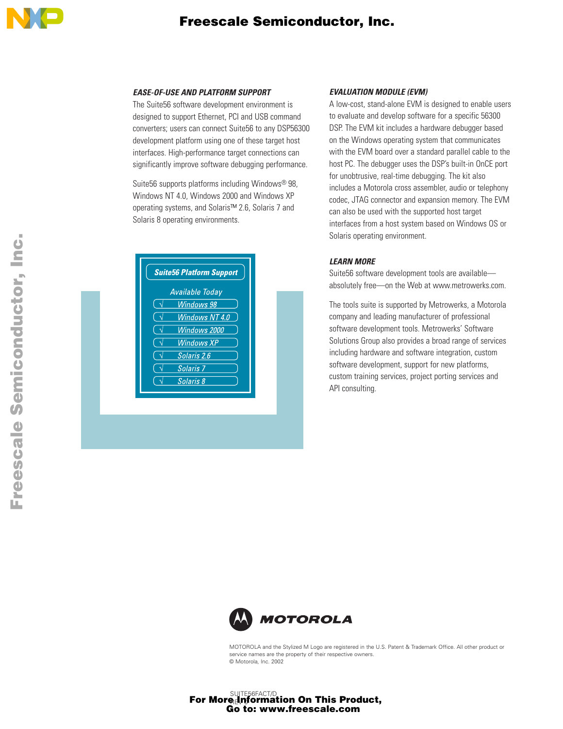### *EASE-OF-USE AND PLATFORM SUPPORT*

The Suite56 software development environment is designed to support Ethernet, PCI and USB command converters; users can connect Suite56 to any DSP56300 development platform using one of these target host interfaces. High-performance target connections can significantly improve software debugging performance.

Suite56 supports platforms including Windows® 98, Windows NT 4.0, Windows 2000 and Windows XP operating systems, and Solaris™ 2.6, Solaris 7 and Solaris 8 operating environments.

**Suite56 Platform Support**

Available Today

- √ Windows 98
- √ Windows NT 4.0
- √ Windows 2000
- √ Windows XP
- √ Solaris 2.6
- √ Solaris 7
- √ Solaris 8

### *EVALUATION MODULE (EVM)*

A low-cost, stand-alone EVM is designed to enable users to evaluate and develop software for a specific 56300 DSP. The EVM kit includes a hardware debugger based on the Windows operating system that communicates with the EVM board over a standard parallel cable to the host PC. The debugger uses the DSP's built-in OnCE port for unobtrusive, real-time debugging. The kit also includes a Motorola cross assembler, audio or telephony codec, JTAG connector and expansion memory. The EVM can also be used with the supported host target interfaces from a host system based on Windows OS or Solaris operating environment.

### *LEARN MORE*

Suite56 software development tools are available—absolutely free—on the Web at www.metrowerks.com.

The tools suite is supported by Metrowerks, a Motorola company and leading manufacturer of professional software development tools. Metrowerks' Software Solutions Group also provides a broad range of services including hardware and software integration, custom software development, support for new platforms, custom training services, project porting services and API consulting.

MOTOROLA

MOTOROLA and the Stylized M Logo are registered in the U.S. Patent & Trademark Office. All other product or service names are the property of their respective owners.
© Motorola, Inc. 2002

SUITE56FACT/D
REV 0

**For More Information On This Product,**
**Go to: www.freescale.com**